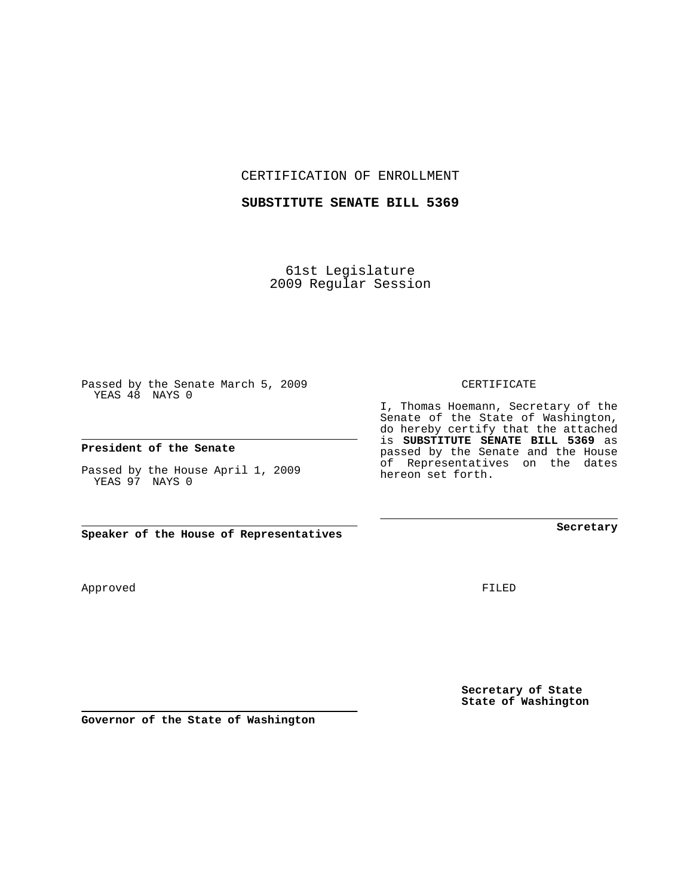CERTIFICATION OF ENROLLMENT

**SUBSTITUTE SENATE BILL 5369**

61st Legislature
2009 Regular Session

Passed by the Senate March 5, 2009
YEAS 48 NAYS 0

**President of the Senate**

Passed by the House April 1, 2009
YEAS 97 NAYS 0

**Speaker of the House of Representatives**

CERTIFICATE

I, Thomas Hoemann, Secretary of the Senate of the State of Washington, do hereby certify that the attached is **SUBSTITUTE SENATE BILL 5369** as passed by the Senate and the House of Representatives on the dates hereon set forth.

**Secretary**

Approved

FILED

**Secretary of State**
**State of Washington**

**Governor of the State of Washington**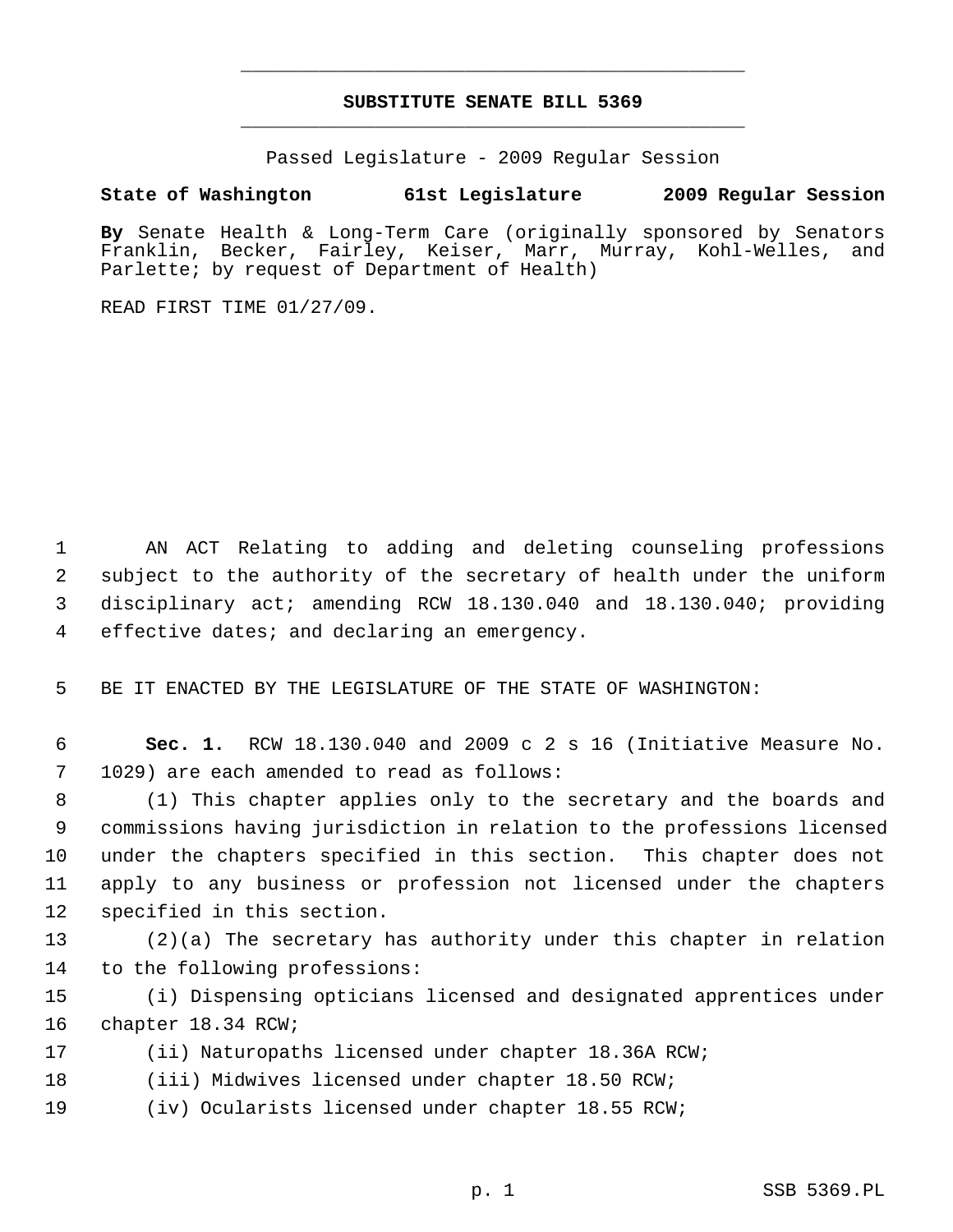# SUBSTITUTE SENATE BILL 5369

Passed Legislature - 2009 Regular Session

**State of Washington 61st Legislature 2009 Regular Session**

**By** Senate Health & Long-Term Care (originally sponsored by Senators Franklin, Becker, Fairley, Keiser, Marr, Murray, Kohl-Welles, and Parlette; by request of Department of Health)

READ FIRST TIME 01/27/09.

AN ACT Relating to adding and deleting counseling professions subject to the authority of the secretary of health under the uniform disciplinary act; amending RCW 18.130.040 and 18.130.040; providing effective dates; and declaring an emergency.

BE IT ENACTED BY THE LEGISLATURE OF THE STATE OF WASHINGTON:

**Sec. 1.** RCW 18.130.040 and 2009 c 2 s 16 (Initiative Measure No. 1029) are each amended to read as follows:

(1) This chapter applies only to the secretary and the boards and commissions having jurisdiction in relation to the professions licensed under the chapters specified in this section. This chapter does not apply to any business or profession not licensed under the chapters specified in this section.

(2)(a) The secretary has authority under this chapter in relation to the following professions:

(i) Dispensing opticians licensed and designated apprentices under chapter 18.34 RCW;

(ii) Naturopaths licensed under chapter 18.36A RCW;

(iii) Midwives licensed under chapter 18.50 RCW;

(iv) Ocularists licensed under chapter 18.55 RCW;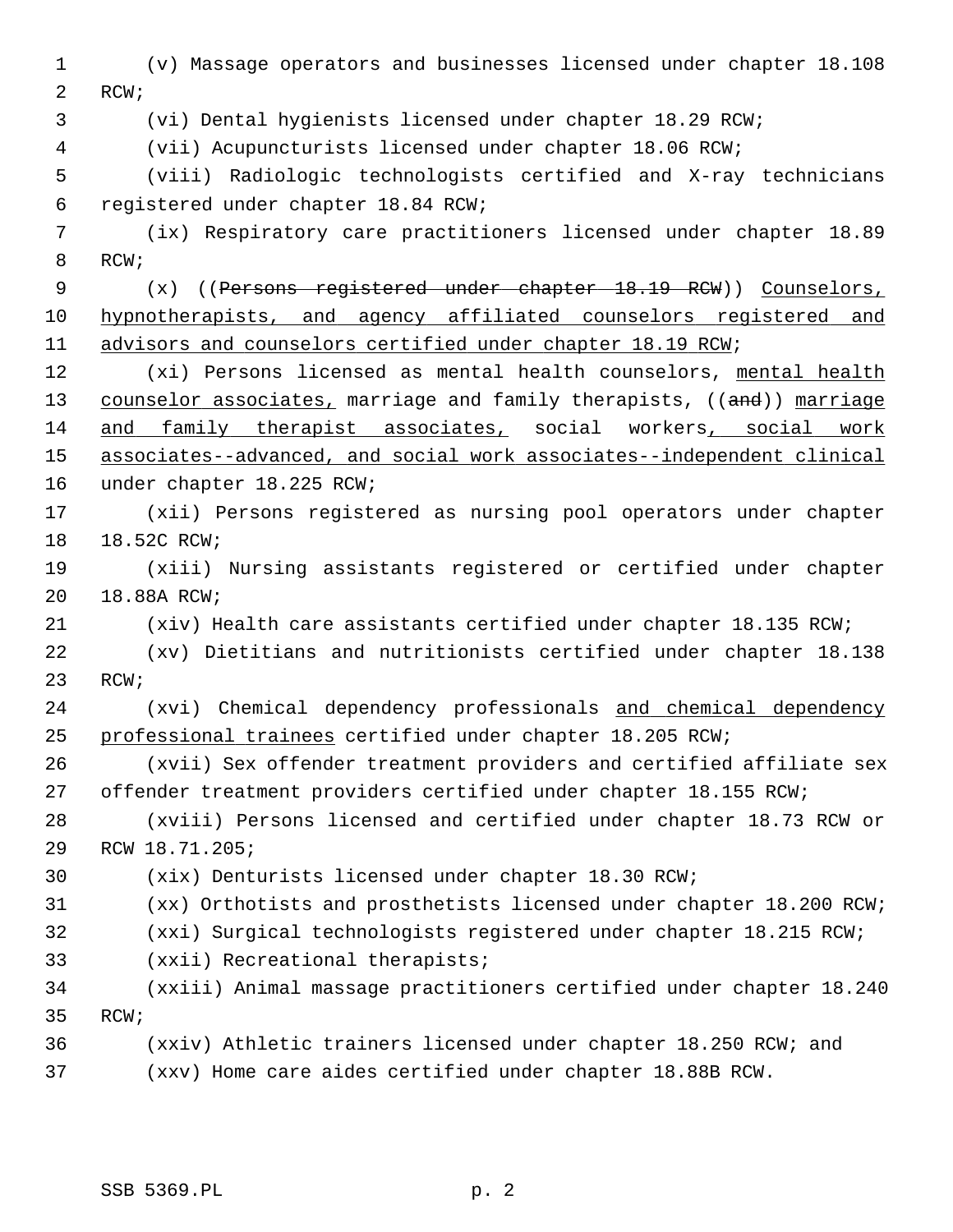(v) Massage operators and businesses licensed under chapter 18.108 RCW;

(vi) Dental hygienists licensed under chapter 18.29 RCW;

(vii) Acupuncturists licensed under chapter 18.06 RCW;

(viii) Radiologic technologists certified and X-ray technicians registered under chapter 18.84 RCW;

(ix) Respiratory care practitioners licensed under chapter 18.89 RCW;

(x) ((~~Persons registered under chapter 18.19 RCW~~)) Counselors, hypnotherapists, and agency affiliated counselors registered and advisors and counselors certified under chapter 18.19 RCW;

(xi) Persons licensed as mental health counselors, mental health counselor associates, marriage and family therapists, ((~~and~~)) marriage and family therapist associates, social workers, social work associates--advanced, and social work associates--independent clinical under chapter 18.225 RCW;

(xii) Persons registered as nursing pool operators under chapter 18.52C RCW;

(xiii) Nursing assistants registered or certified under chapter 18.88A RCW;

(xiv) Health care assistants certified under chapter 18.135 RCW;

(xv) Dietitians and nutritionists certified under chapter 18.138 RCW;

(xvi) Chemical dependency professionals and chemical dependency professional trainees certified under chapter 18.205 RCW;

(xvii) Sex offender treatment providers and certified affiliate sex offender treatment providers certified under chapter 18.155 RCW;

(xviii) Persons licensed and certified under chapter 18.73 RCW or RCW 18.71.205;

(xix) Denturists licensed under chapter 18.30 RCW;

(xx) Orthotists and prosthetists licensed under chapter 18.200 RCW;

(xxi) Surgical technologists registered under chapter 18.215 RCW;

(xxii) Recreational therapists;

(xxiii) Animal massage practitioners certified under chapter 18.240 RCW;

(xxiv) Athletic trainers licensed under chapter 18.250 RCW; and

(xxv) Home care aides certified under chapter 18.88B RCW.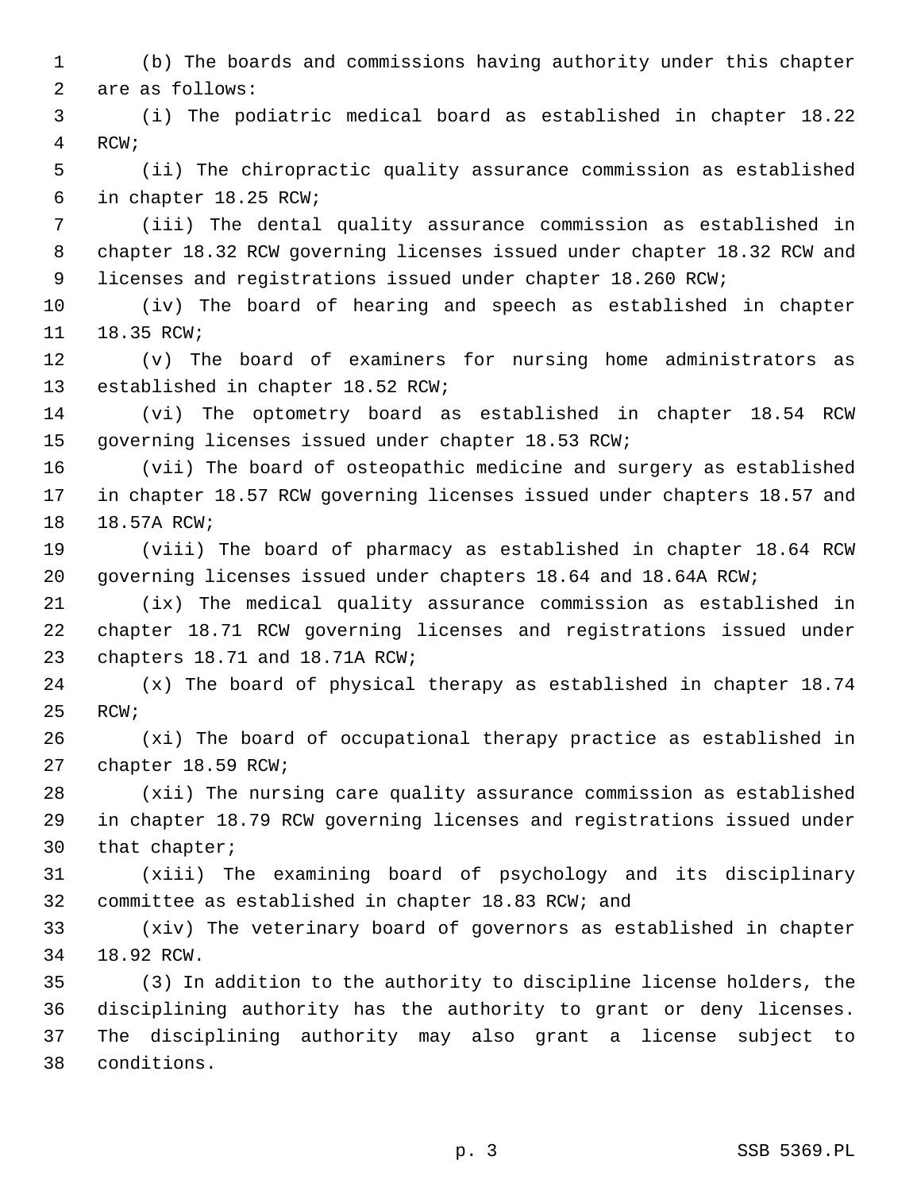(b) The boards and commissions having authority under this chapter are as follows:

(i) The podiatric medical board as established in chapter 18.22 RCW;

(ii) The chiropractic quality assurance commission as established in chapter 18.25 RCW;

(iii) The dental quality assurance commission as established in chapter 18.32 RCW governing licenses issued under chapter 18.32 RCW and licenses and registrations issued under chapter 18.260 RCW;

(iv) The board of hearing and speech as established in chapter 18.35 RCW;

(v) The board of examiners for nursing home administrators as established in chapter 18.52 RCW;

(vi) The optometry board as established in chapter 18.54 RCW governing licenses issued under chapter 18.53 RCW;

(vii) The board of osteopathic medicine and surgery as established in chapter 18.57 RCW governing licenses issued under chapters 18.57 and 18.57A RCW;

(viii) The board of pharmacy as established in chapter 18.64 RCW governing licenses issued under chapters 18.64 and 18.64A RCW;

(ix) The medical quality assurance commission as established in chapter 18.71 RCW governing licenses and registrations issued under chapters 18.71 and 18.71A RCW;

(x) The board of physical therapy as established in chapter 18.74 RCW;

(xi) The board of occupational therapy practice as established in chapter 18.59 RCW;

(xii) The nursing care quality assurance commission as established in chapter 18.79 RCW governing licenses and registrations issued under that chapter;

(xiii) The examining board of psychology and its disciplinary committee as established in chapter 18.83 RCW; and

(xiv) The veterinary board of governors as established in chapter 18.92 RCW.

(3) In addition to the authority to discipline license holders, the disciplining authority has the authority to grant or deny licenses. The disciplining authority may also grant a license subject to conditions.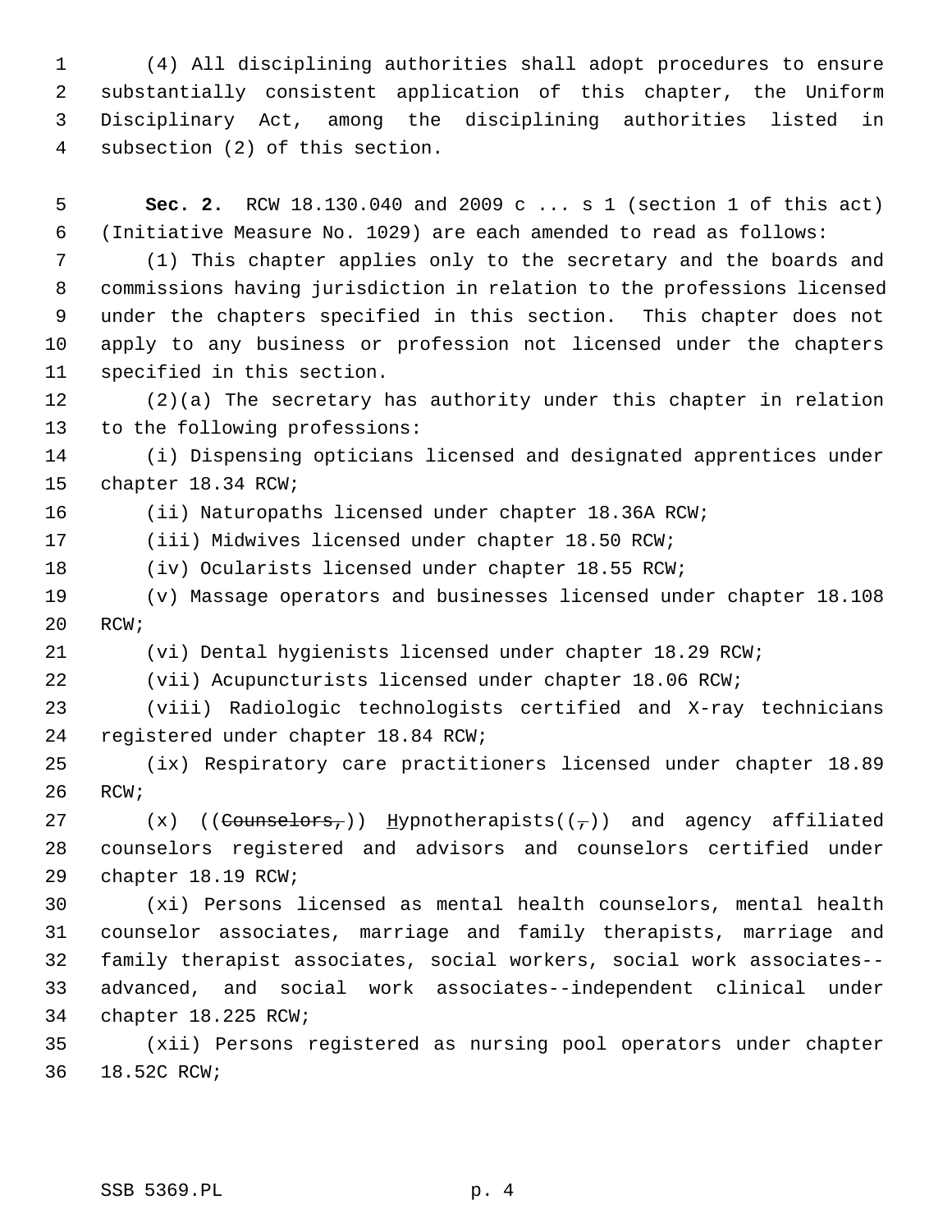(4) All disciplining authorities shall adopt procedures to ensure substantially consistent application of this chapter, the Uniform Disciplinary Act, among the disciplining authorities listed in subsection (2) of this section.

**Sec. 2.** RCW 18.130.040 and 2009 c ... s 1 (section 1 of this act) (Initiative Measure No. 1029) are each amended to read as follows:

(1) This chapter applies only to the secretary and the boards and commissions having jurisdiction in relation to the professions licensed under the chapters specified in this section. This chapter does not apply to any business or profession not licensed under the chapters specified in this section.

(2)(a) The secretary has authority under this chapter in relation to the following professions:

(i) Dispensing opticians licensed and designated apprentices under chapter 18.34 RCW;

(ii) Naturopaths licensed under chapter 18.36A RCW;

(iii) Midwives licensed under chapter 18.50 RCW;

(iv) Ocularists licensed under chapter 18.55 RCW;

(v) Massage operators and businesses licensed under chapter 18.108 RCW;

(vi) Dental hygienists licensed under chapter 18.29 RCW;

(vii) Acupuncturists licensed under chapter 18.06 RCW;

(viii) Radiologic technologists certified and X-ray technicians registered under chapter 18.84 RCW;

(ix) Respiratory care practitioners licensed under chapter 18.89 RCW;

(x) ((~~Counselors,~~)) <u>H</u>ypnotherapists((~~,~~)) and agency affiliated counselors registered and advisors and counselors certified under chapter 18.19 RCW;

(xi) Persons licensed as mental health counselors, mental health counselor associates, marriage and family therapists, marriage and family therapist associates, social workers, social work associates--advanced, and social work associates--independent clinical under chapter 18.225 RCW;

(xii) Persons registered as nursing pool operators under chapter 18.52C RCW;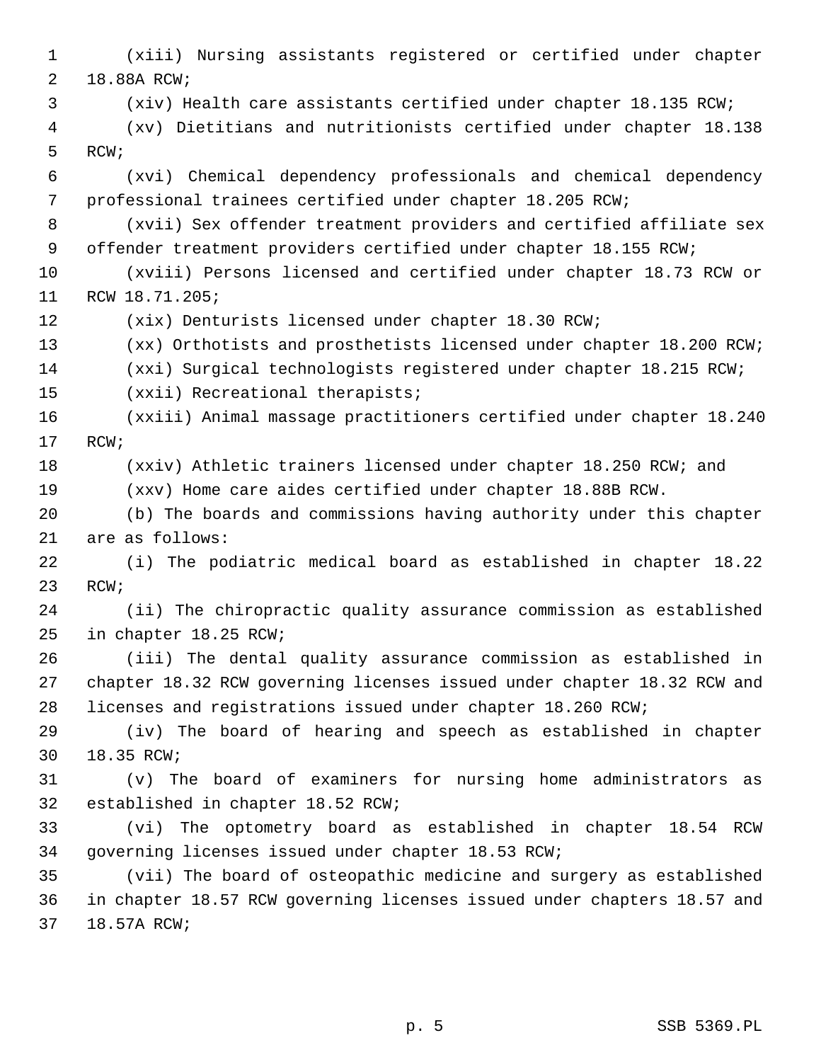(xiii) Nursing assistants registered or certified under chapter 18.88A RCW;

(xiv) Health care assistants certified under chapter 18.135 RCW;

(xv) Dietitians and nutritionists certified under chapter 18.138 RCW;

(xvi) Chemical dependency professionals and chemical dependency professional trainees certified under chapter 18.205 RCW;

(xvii) Sex offender treatment providers and certified affiliate sex offender treatment providers certified under chapter 18.155 RCW;

(xviii) Persons licensed and certified under chapter 18.73 RCW or RCW 18.71.205;

(xix) Denturists licensed under chapter 18.30 RCW;

(xx) Orthotists and prosthetists licensed under chapter 18.200 RCW;

(xxi) Surgical technologists registered under chapter 18.215 RCW;

(xxii) Recreational therapists;

(xxiii) Animal massage practitioners certified under chapter 18.240 RCW;

(xxiv) Athletic trainers licensed under chapter 18.250 RCW; and

(xxv) Home care aides certified under chapter 18.88B RCW.

(b) The boards and commissions having authority under this chapter are as follows:

(i) The podiatric medical board as established in chapter 18.22 RCW;

(ii) The chiropractic quality assurance commission as established in chapter 18.25 RCW;

(iii) The dental quality assurance commission as established in chapter 18.32 RCW governing licenses issued under chapter 18.32 RCW and licenses and registrations issued under chapter 18.260 RCW;

(iv) The board of hearing and speech as established in chapter 18.35 RCW;

(v) The board of examiners for nursing home administrators as established in chapter 18.52 RCW;

(vi) The optometry board as established in chapter 18.54 RCW governing licenses issued under chapter 18.53 RCW;

(vii) The board of osteopathic medicine and surgery as established in chapter 18.57 RCW governing licenses issued under chapters 18.57 and 18.57A RCW;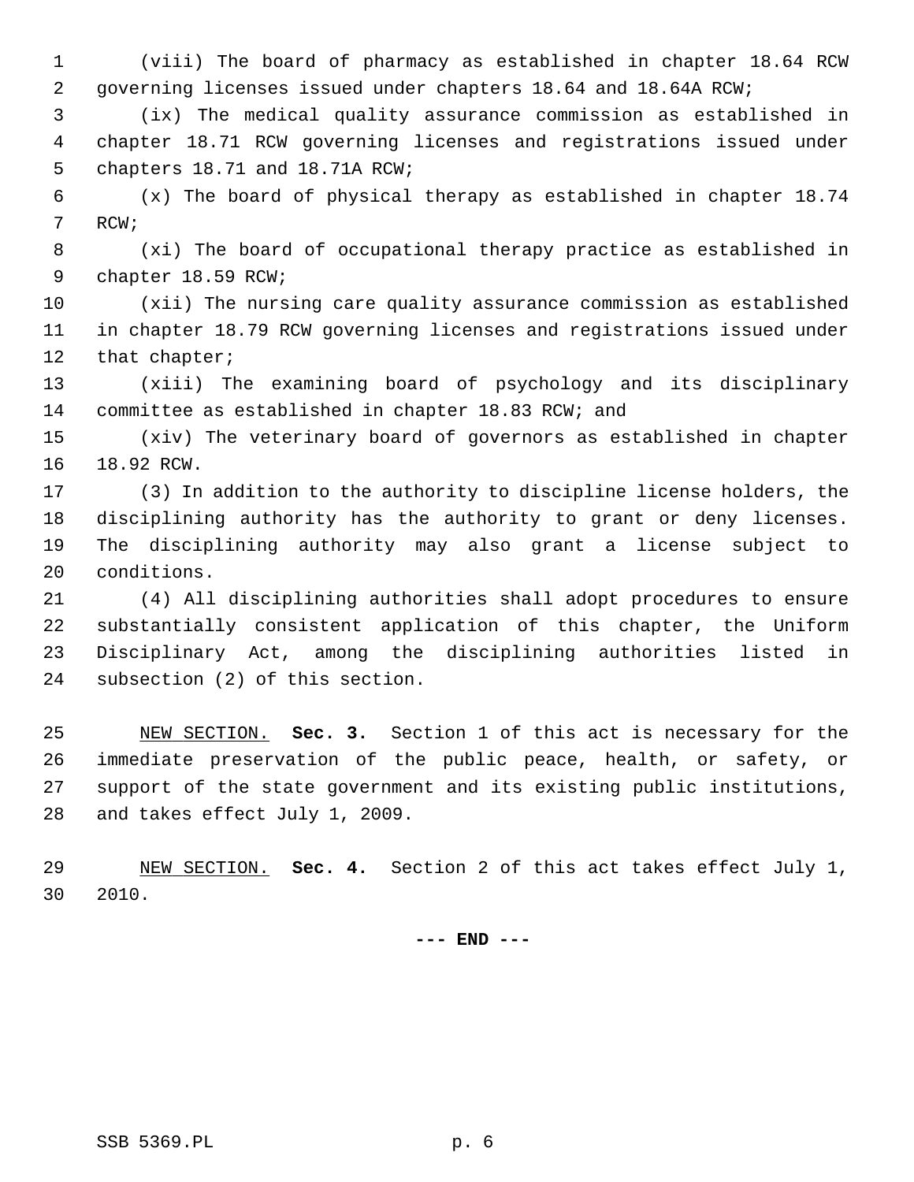(viii) The board of pharmacy as established in chapter 18.64 RCW governing licenses issued under chapters 18.64 and 18.64A RCW;

(ix) The medical quality assurance commission as established in chapter 18.71 RCW governing licenses and registrations issued under chapters 18.71 and 18.71A RCW;

(x) The board of physical therapy as established in chapter 18.74 RCW;

(xi) The board of occupational therapy practice as established in chapter 18.59 RCW;

(xii) The nursing care quality assurance commission as established in chapter 18.79 RCW governing licenses and registrations issued under that chapter;

(xiii) The examining board of psychology and its disciplinary committee as established in chapter 18.83 RCW; and

(xiv) The veterinary board of governors as established in chapter 18.92 RCW.

(3) In addition to the authority to discipline license holders, the disciplining authority has the authority to grant or deny licenses. The disciplining authority may also grant a license subject to conditions.

(4) All disciplining authorities shall adopt procedures to ensure substantially consistent application of this chapter, the Uniform Disciplinary Act, among the disciplining authorities listed in subsection (2) of this section.

NEW SECTION. **Sec. 3.** Section 1 of this act is necessary for the immediate preservation of the public peace, health, or safety, or support of the state government and its existing public institutions, and takes effect July 1, 2009.

NEW SECTION. **Sec. 4.** Section 2 of this act takes effect July 1, 2010.

**--- END ---**